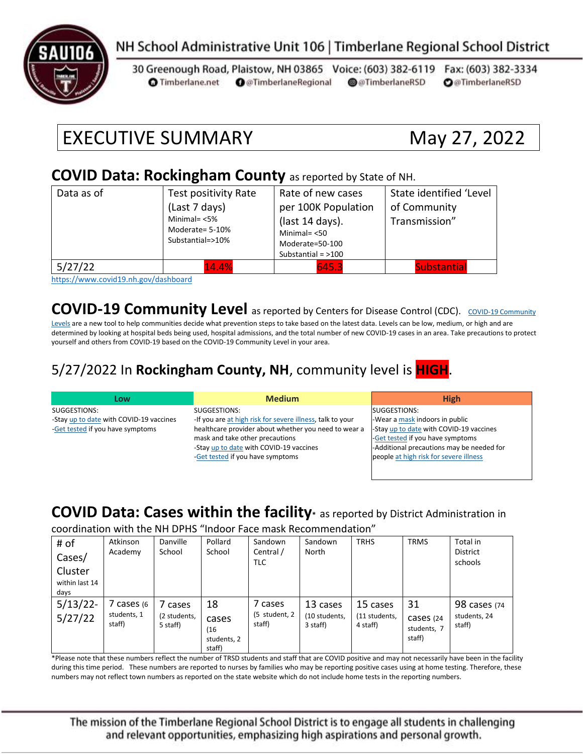NH School Administrative Unit 106 | Timberlane Regional School District

30 Greenough Road, Plaistow, NH 03865 Voice: (603) 382-6119 Fax: (603) 382-3334
Timberlane.net @TimberlaneRegional @TimberlaneRSD @TimberlaneRSD

# EXECUTIVE SUMMARY May 27, 2022

## COVID Data: Rockingham County as reported by State of NH.

| Data as of | Test positivity Rate (Last 7 days) Minimal= <5% Moderate= 5-10% Substantial=>10% | Rate of new cases per 100K Population (last 14 days). Minimal= <50 Moderate=50-100 Substantial = >100 | State identified 'Level of Community Transmission" |
|---|---|---|---|
| 5/27/22 | 14.4% | 645.3 | Substantial |

https://www.covid19.nh.gov/dashboard

## COVID-19 Community Level as reported by Centers for Disease Control (CDC).

COVID-19 Community Levels are a new tool to help communities decide what prevention steps to take based on the latest data. Levels can be low, medium, or high and are determined by looking at hospital beds being used, hospital admissions, and the total number of new COVID-19 cases in an area. Take precautions to protect yourself and others from COVID-19 based on the COVID-19 Community Level in your area.

## 5/27/2022 In **Rockingham County, NH**, community level is **HIGH**.

| Low | Medium | High |
|---|---|---|
| SUGGESTIONS:<br>-Stay up to date with COVID-19 vaccines<br>-Get tested if you have symptoms | SUGGESTIONS:<br>-If you are at high risk for severe illness, talk to your healthcare provider about whether you need to wear a mask and take other precautions<br>-Stay up to date with COVID-19 vaccines<br>-Get tested if you have symptoms | SUGGESTIONS:<br>-Wear a mask indoors in public<br>-Stay up to date with COVID-19 vaccines<br>-Get tested if you have symptoms<br>-Additional precautions may be needed for people at high risk for severe illness |

## COVID Data: Cases within the facility* as reported by District Administration in coordination with the NH DPHS "Indoor Face mask Recommendation"

| # of Cases/ Cluster within last 14 days | Atkinson Academy | Danville School | Pollard School | Sandown Central / TLC | Sandown North | TRHS | TRMS | Total in District schools |
|---|---|---|---|---|---|---|---|---|
| 5/13/22-5/27/22 | 7 cases (6 students, 1 staff) | 7 cases (2 students, 5 staff) | 18 cases (16 students, 2 staff) | 7 cases (5 student, 2 staff) | 13 cases (10 students, 3 staff) | 15 cases (11 students, 4 staff) | 31 cases (24 students, 7 staff) | 98 cases (74 students, 24 staff) |

*Please note that these numbers reflect the number of TRSD students and staff that are COVID positive and may not necessarily have been in the facility during this time period. These numbers are reported to nurses by families who may be reporting positive cases using at home testing. Therefore, these numbers may not reflect town numbers as reported on the state website which do not include home tests in the reporting numbers.

The mission of the Timberlane Regional School District is to engage all students in challenging and relevant opportunities, emphasizing high aspirations and personal growth.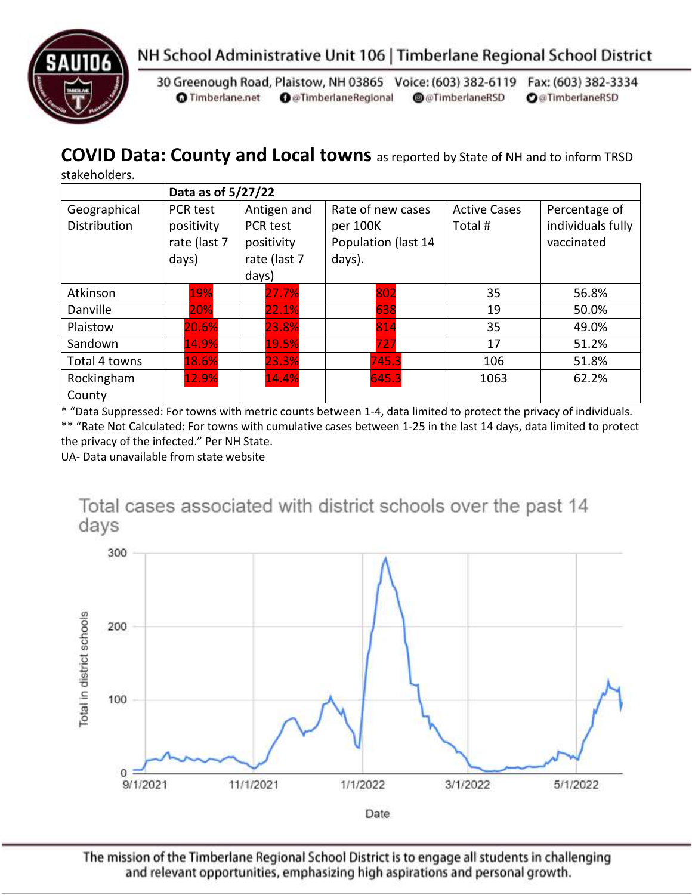NH School Administrative Unit 106 | Timberlane Regional School District

30 Greenough Road, Plaistow, NH 03865 Voice: (603) 382-6119 Fax: (603) 382-3334
Timberlane.net @TimberlaneRegional @TimberlaneRSD @TimberlaneRSD

## COVID Data: County and Local towns as reported by State of NH and to inform TRSD stakeholders.

| | Data as of 5/27/22 | | | | |
|---|---|---|---|---|---|
| Geographical Distribution | PCR test positivity rate (last 7 days) | Antigen and PCR test positivity rate (last 7 days) | Rate of new cases per 100K Population (last 14 days). | Active Cases Total # | Percentage of individuals fully vaccinated |
| Atkinson | 19% | 27.7% | 802 | 35 | 56.8% |
| Danville | 20% | 22.1% | 638 | 19 | 50.0% |
| Plaistow | 20.6% | 23.8% | 814 | 35 | 49.0% |
| Sandown | 14.9% | 19.5% | 727 | 17 | 51.2% |
| Total 4 towns | 18.6% | 23.3% | 745.3 | 106 | 51.8% |
| Rockingham County | 12.9% | 14.4% | 645.3 | 1063 | 62.2% |

* "Data Suppressed: For towns with metric counts between 1-4, data limited to protect the privacy of individuals.
** "Rate Not Calculated: For towns with cumulative cases between 1-25 in the last 14 days, data limited to protect the privacy of the infected." Per NH State.
UA- Data unavailable from state website

Total cases associated with district schools over the past 14 days

The mission of the Timberlane Regional School District is to engage all students in challenging and relevant opportunities, emphasizing high aspirations and personal growth.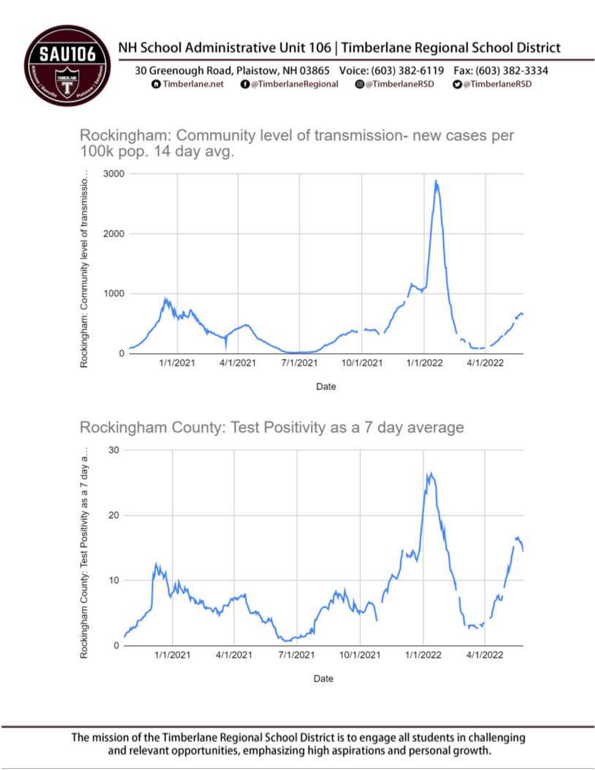NH School Administrative Unit 106 | Timberlane Regional School District

30 Greenough Road, Plaistow, NH 03865 Voice: (603) 382-6119 Fax: (603) 382-3334
Timberlane.net @TimberlaneRegional @TimberlaneRSD @TimberlaneRSD

## Rockingham: Community level of transmission- new cases per 100k pop. 14 day avg.

Rockingham: Community level of transmissio...

3000
2000
1000
0

1/1/2021 4/1/2021 7/1/2021 10/1/2021 1/1/2022 4/1/2022

Date

## Rockingham County: Test Positivity as a 7 day average

Rockingham County: Test Positivity as a 7 day a...

30
20
10
0

1/1/2021 4/1/2021 7/1/2021 10/1/2021 1/1/2022 4/1/2022

Date

The mission of the Timberlane Regional School District is to engage all students in challenging and relevant opportunities, emphasizing high aspirations and personal growth.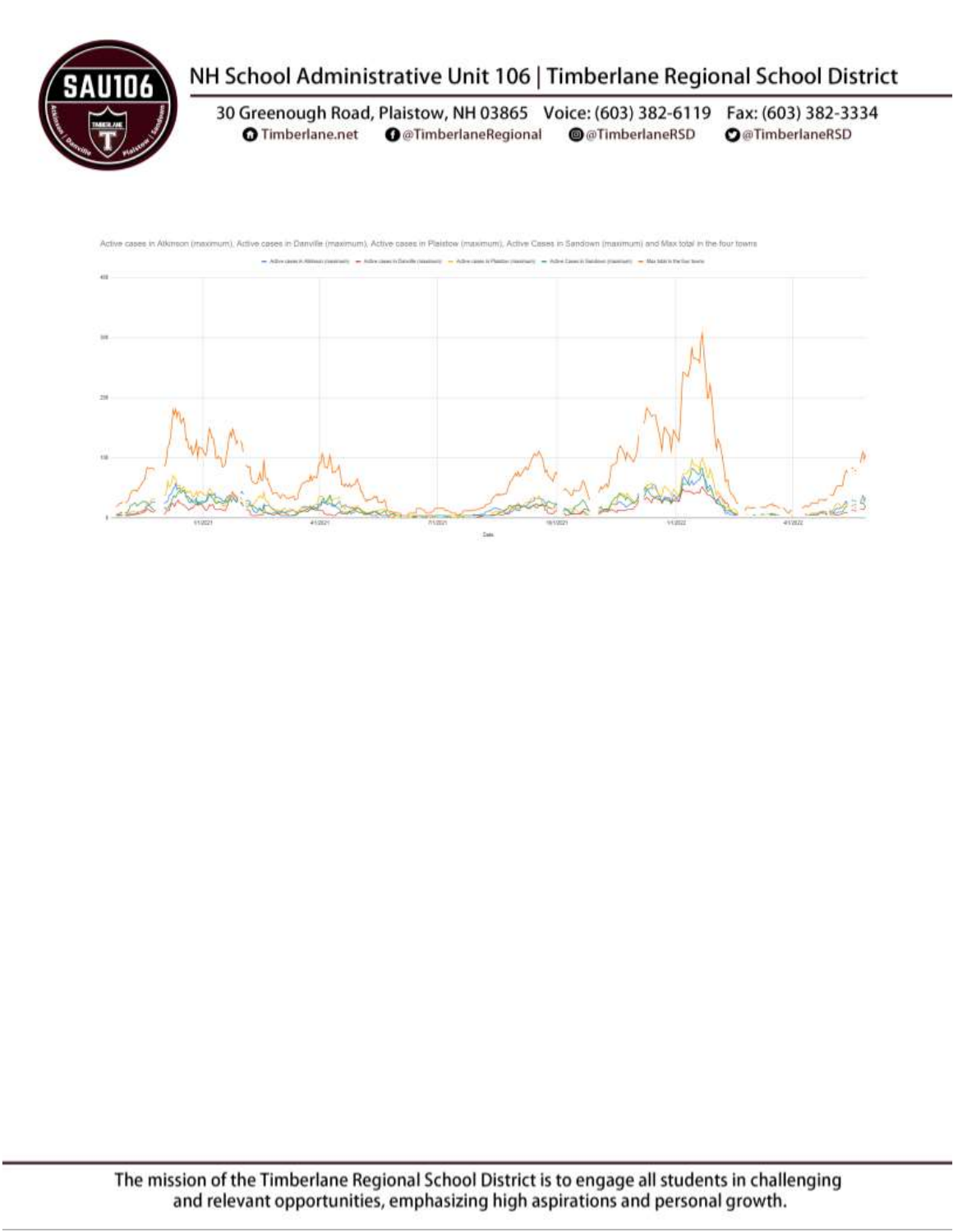Active cases in Atkinson (maximum), Active cases in Danville (maximum), Active cases in Plaistow (maximum), Active Cases in Sandown (maximum) and Max total in the four towns

— Active cases in Atkinson (maximum) — Active cases in Danville (maximum) — Active cases in Plaistow (maximum) — Active Cases in Sandown (maximum) — Max total in the four towns

400

300

200

100

0

1/1/2021

4/1/2021

7/1/2021

10/1/2021

1/1/2022

4/1/2022

Date

The mission of the Timberlane Regional School District is to engage all students in challenging and relevant opportunities, emphasizing high aspirations and personal growth.